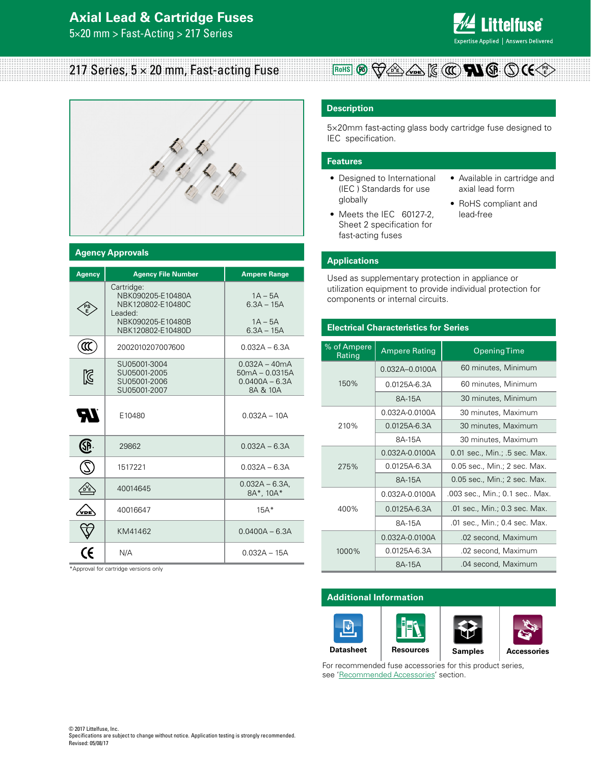# Axial Lead & Cartridge Fuses

5×20 mm > Fast-Acting > 217 Series

## 217 Series, 5 × 20 mm, Fast-acting Fuse

## Description

5×20mm fast-acting glass body cartridge fuse designed to IEC specification.

## Features

- Designed to International (IEC ) Standards for use globally
- Meets the IEC 60127-2, Sheet 2 specification for fast-acting fuses
- Available in cartridge and axial lead form
- RoHS compliant and lead-free

## Applications

Used as supplementary protection in appliance or utilization equipment to provide individual protection for components or internal circuits.

## Agency Approvals

| Agency | Agency File Number | Ampere Range |
|---|---|---|
| PSE | Cartridge: NBK090205-E10480A, NBK120802-E10480C; Leaded: NBK090205-E10480B, NBK120802-E10480D | 1A – 5A, 6.3A – 15A; 1A – 5A, 6.3A – 15A |
| CCC | 2002010207007600 | 0.032A – 6.3A |
| KC | SU05001-3004, SU05001-2005, SU05001-2006, SU05001-2007 | 0.032A – 40mA, 50mA – 0.0315A, 0.0400A – 6.3A, 8A & 10A |
| UR | E10480 | 0.032A – 10A |
| CSA | 29862 | 0.032A – 6.3A |
| S | 1517221 | 0.032A – 6.3A |
| VDE | 40014645 | 0.032A – 6.3A, 8A*, 10A* |
| VDE | 40016647 | 15A* |
| BSI | KM41462 | 0.0400A – 6.3A |
| CE | N/A | 0.032A – 15A |

*Approval for cartridge versions only

## Electrical Characteristics for Series

| % of Ampere Rating | Ampere Rating | Opening Time |
|---|---|---|
| 150% | 0.032A–0.0100A | 60 minutes, Minimum |
| | 0.0125A-6.3A | 60 minutes, Minimum |
| | 8A-15A | 30 minutes, Minimum |
| 210% | 0.032A-0.0100A | 30 minutes, Maximum |
| | 0.0125A-6.3A | 30 minutes, Maximum |
| | 8A-15A | 30 minutes, Maximum |
| 275% | 0.032A-0.0100A | 0.01 sec., Min.; .5 sec. Max. |
| | 0.0125A-6.3A | 0.05 sec., Min.; 2 sec. Max. |
| | 8A-15A | 0.05 sec., Min.; 2 sec. Max. |
| 400% | 0.032A-0.0100A | .003 sec., Min.; 0.1 sec.. Max. |
| | 0.0125A-6.3A | .01 sec., Min.; 0.3 sec. Max. |
| | 8A-15A | .01 sec., Min.; 0.4 sec. Max. |
| 1000% | 0.032A-0.0100A | .02 second, Maximum |
| | 0.0125A-6.3A | .02 second, Maximum |
| | 8A-15A | .04 second, Maximum |

## Additional Information

Datasheet | Resources | Samples | Accessories

For recommended fuse accessories for this product series, see 'Recommended Accessories' section.

© 2017 Littelfuse, Inc.
Specifications are subject to change without notice. Application testing is strongly recommended.
Revised: 05/08/17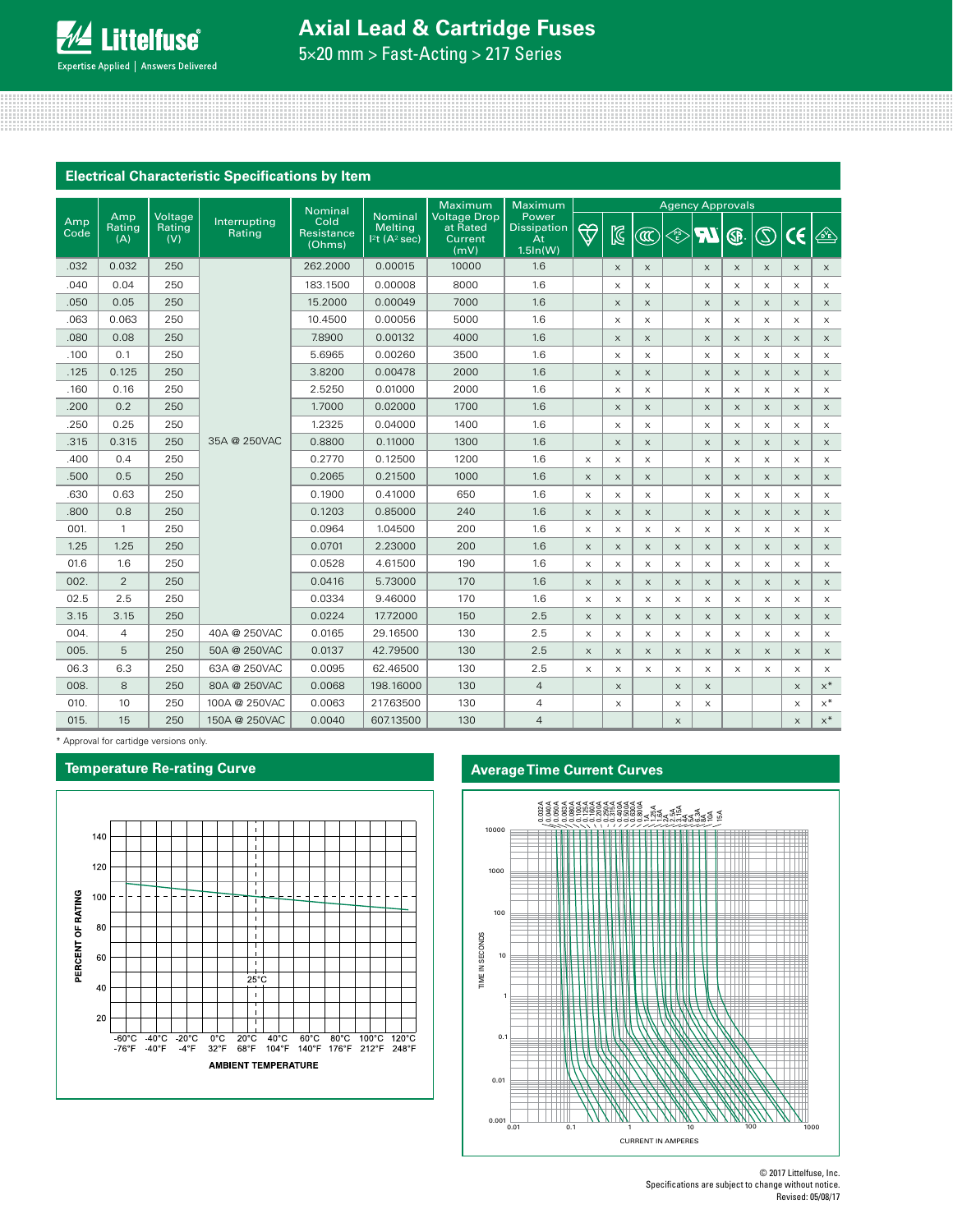# Axial Lead & Cartridge Fuses

5×20 mm > Fast-Acting > 217 Series

## Electrical Characteristic Specifications by Item

| Amp Code | Amp Rating (A) | Voltage Rating (V) | Interrupting Rating | Nominal Cold Resistance (Ohms) | Nominal Melting I²t (A² sec) | Maximum Voltage Drop at Rated Current (mV) | Maximum Power Dissipation At 1.5In(W) | Agency Approvals | | | | | | | | |
|---|---|---|---|---|---|---|---|---|---|---|---|---|---|---|---|---|
| .032 | 0.032 | 250 | 35A @ 250VAC | 262.2000 | 0.00015 | 10000 | 1.6 | | x | x | | x | x | x | x | x |
| .040 | 0.04 | 250 | 35A @ 250VAC | 183.1500 | 0.00008 | 8000 | 1.6 | | x | x | | x | x | x | x | x |
| .050 | 0.05 | 250 | 35A @ 250VAC | 15.2000 | 0.00049 | 7000 | 1.6 | | x | x | | x | x | x | x | x |
| .063 | 0.063 | 250 | 35A @ 250VAC | 10.4500 | 0.00056 | 5000 | 1.6 | | x | x | | x | x | x | x | x |
| .080 | 0.08 | 250 | 35A @ 250VAC | 7.8900 | 0.00132 | 4000 | 1.6 | | x | x | | x | x | x | x | x |
| .100 | 0.1 | 250 | 35A @ 250VAC | 5.6965 | 0.00260 | 3500 | 1.6 | | x | x | | x | x | x | x | x |
| .125 | 0.125 | 250 | 35A @ 250VAC | 3.8200 | 0.00478 | 2000 | 1.6 | | x | x | | x | x | x | x | x |
| .160 | 0.16 | 250 | 35A @ 250VAC | 2.5250 | 0.01000 | 2000 | 1.6 | | x | x | | x | x | x | x | x |
| .200 | 0.2 | 250 | 35A @ 250VAC | 1.7000 | 0.02000 | 1700 | 1.6 | | x | x | | x | x | x | x | x |
| .250 | 0.25 | 250 | 35A @ 250VAC | 1.2325 | 0.04000 | 1400 | 1.6 | | x | x | | x | x | x | x | x |
| .315 | 0.315 | 250 | 35A @ 250VAC | 0.8800 | 0.11000 | 1300 | 1.6 | | x | x | | x | x | x | x | x |
| .400 | 0.4 | 250 | 35A @ 250VAC | 0.2770 | 0.12500 | 1200 | 1.6 | x | x | x | | x | x | x | x | x |
| .500 | 0.5 | 250 | 35A @ 250VAC | 0.2065 | 0.21500 | 1000 | 1.6 | x | x | x | | x | x | x | x | x |
| .630 | 0.63 | 250 | 35A @ 250VAC | 0.1900 | 0.41000 | 650 | 1.6 | x | x | x | | x | x | x | x | x |
| .800 | 0.8 | 250 | 35A @ 250VAC | 0.1203 | 0.85000 | 240 | 1.6 | x | x | x | | x | x | x | x | x |
| 001. | 1 | 250 | 35A @ 250VAC | 0.0964 | 1.04500 | 200 | 1.6 | x | x | x | x | x | x | x | x | x |
| 1.25 | 1.25 | 250 | 35A @ 250VAC | 0.0701 | 2.23000 | 200 | 1.6 | x | x | x | x | x | x | x | x | x |
| 01.6 | 1.6 | 250 | 35A @ 250VAC | 0.0528 | 4.61500 | 190 | 1.6 | x | x | x | x | x | x | x | x | x |
| 002. | 2 | 250 | 35A @ 250VAC | 0.0416 | 5.73000 | 170 | 1.6 | x | x | x | x | x | x | x | x | x |
| 02.5 | 2.5 | 250 | 35A @ 250VAC | 0.0334 | 9.46000 | 170 | 1.6 | x | x | x | x | x | x | x | x | x |
| 3.15 | 3.15 | 250 | 35A @ 250VAC | 0.0224 | 17.72000 | 150 | 2.5 | x | x | x | x | x | x | x | x | x |
| 004. | 4 | 250 | 40A @ 250VAC | 0.0165 | 29.16500 | 130 | 2.5 | x | x | x | x | x | x | x | x | x |
| 005. | 5 | 250 | 50A @ 250VAC | 0.0137 | 42.79500 | 130 | 2.5 | x | x | x | x | x | x | x | x | x |
| 06.3 | 6.3 | 250 | 63A @ 250VAC | 0.0095 | 62.46500 | 130 | 2.5 | x | x | x | x | x | x | x | x | x |
| 008. | 8 | 250 | 80A @ 250VAC | 0.0068 | 198.16000 | 130 | 4 | | x | | x | x | | | x | x* |
| 010. | 10 | 250 | 100A @ 250VAC | 0.0063 | 217.63500 | 130 | 4 | | x | | x | x | | | x | x* |
| 015. | 15 | 250 | 150A @ 250VAC | 0.0040 | 607.13500 | 130 | 4 | | | | x | | | | x | x* |

\* Approval for cartridge versions only.

## Temperature Re-rating Curve

PERCENT OF RATING vs. AMBIENT TEMPERATURE (-60°C/-76°F to 120°C/248°F; reference 25°C)

## Average Time Current Curves

TIME IN SECONDS vs. CURRENT IN AMPERES (curves for 0.032A through 15A)

© 2017 Littelfuse, Inc.
Specifications are subject to change without notice.
Revised: 05/08/17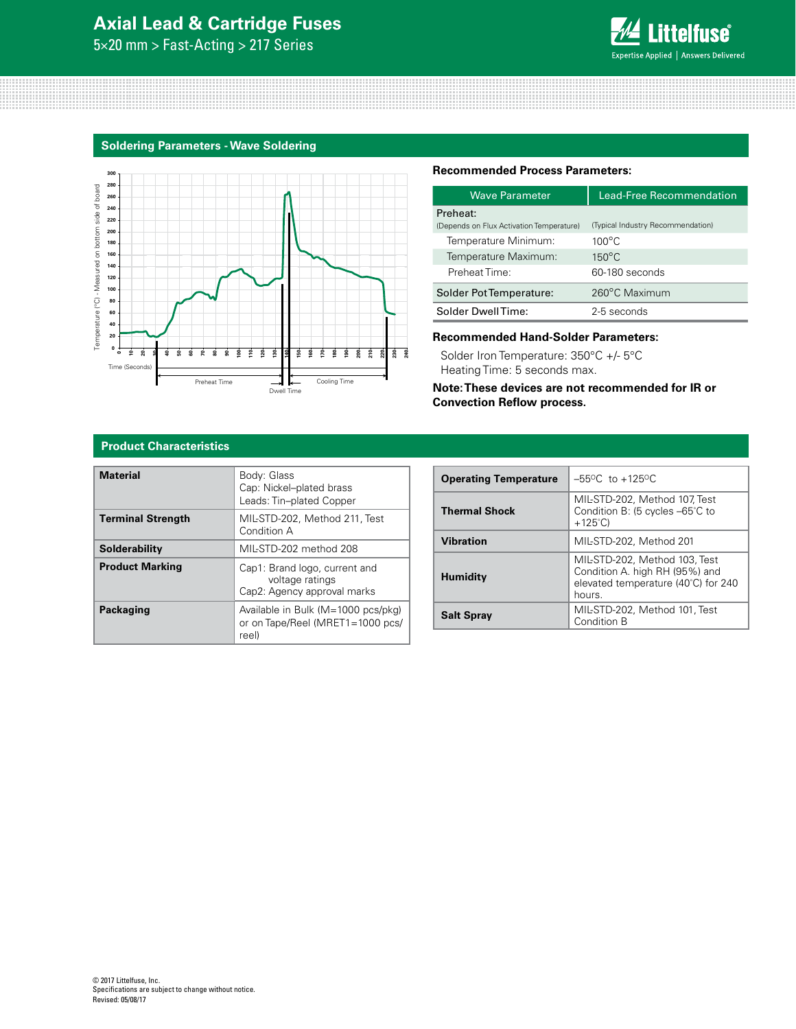## Soldering Parameters - Wave Soldering

**Recommended Process Parameters:**

| Wave Parameter | Lead-Free Recommendation |
|---|---|
| Preheat: (Depends on Flux Activation Temperature) | (Typical Industry Recommendation) |
| Temperature Minimum: | 100°C |
| Temperature Maximum: | 150°C |
| Preheat Time: | 60-180 seconds |
| Solder Pot Temperature: | 260°C Maximum |
| Solder Dwell Time: | 2-5 seconds |

**Recommended Hand-Solder Parameters:**

Solder Iron Temperature: 350°C +/- 5°C
Heating Time: 5 seconds max.

**Note: These devices are not recommended for IR or Convection Reflow process.**

## Product Characteristics

| | |
|---|---|
| **Material** | Body: Glass<br>Cap: Nickel–plated brass<br>Leads: Tin–plated Copper |
| **Terminal Strength** | MIL-STD-202, Method 211, Test Condition A |
| **Solderability** | MIL-STD-202 method 208 |
| **Product Marking** | Cap1: Brand logo, current and voltage ratings<br>Cap2: Agency approval marks |
| **Packaging** | Available in Bulk (M=1000 pcs/pkg) or on Tape/Reel (MRET1=1000 pcs/reel) |

| | |
|---|---|
| **Operating Temperature** | –55ºC to +125ºC |
| **Thermal Shock** | MIL-STD-202, Method 107, Test Condition B: (5 cycles –65˚C to +125˚C) |
| **Vibration** | MIL-STD-202, Method 201 |
| **Humidity** | MIL-STD-202, Method 103, Test Condition A. high RH (95%) and elevated temperature (40˚C) for 240 hours. |
| **Salt Spray** | MIL-STD-202, Method 101, Test Condition B |

© 2017 Littelfuse, Inc.
Specifications are subject to change without notice.
Revised: 05/08/17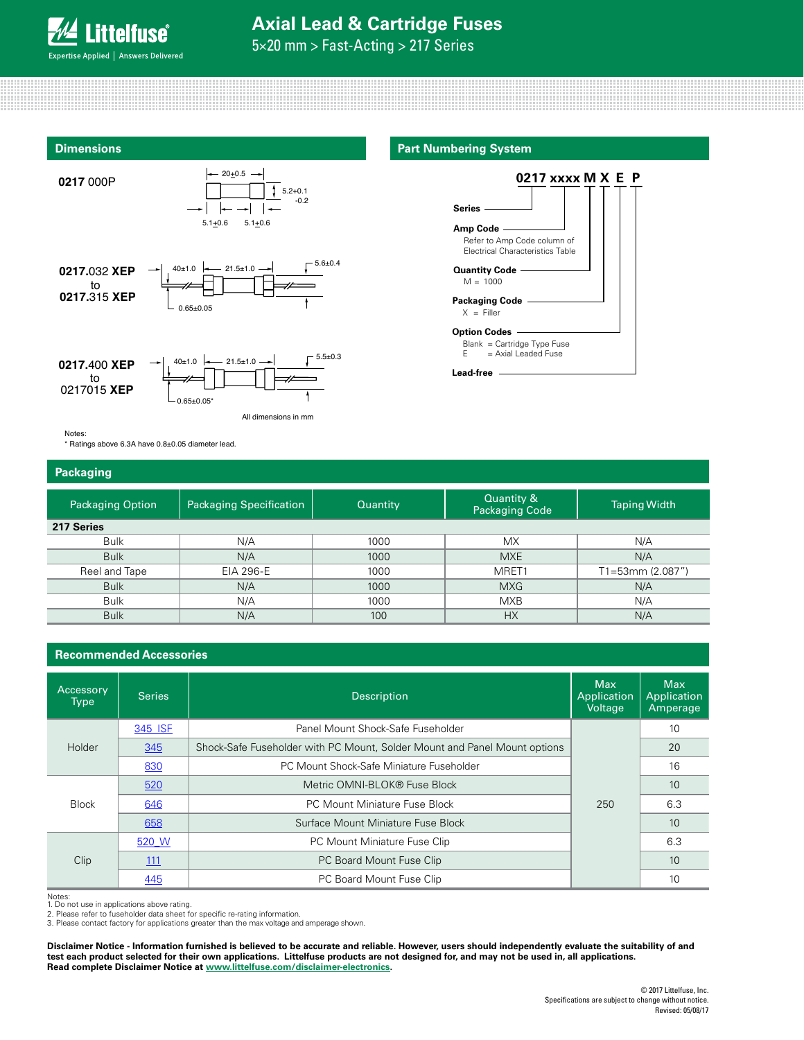# Axial Lead & Cartridge Fuses

5×20 mm > Fast-Acting > 217 Series

## Dimensions

**0217** 000P

20±0.5

5.2+0.1 -0.2

5.1±0.6 5.1±0.6

**0217**.032 **XEP** to **0217**.315 **XEP**

40±1.0 21.5±1.0 5.6±0.4

0.65±0.05

**0217**.400 **XEP** to 0217015 **XEP**

40±1.0 21.5±1.0 5.5±0.3

0.65±0.05*

All dimensions in mm

Notes:
* Ratings above 6.3A have 0.8±0.05 diameter lead.

## Part Numbering System

**0217 xxxx M X E P**

**Series**

**Amp Code**
Refer to Amp Code column of Electrical Characteristics Table

**Quantity Code**
M = 1000

**Packaging Code**
X = Filler

**Option Codes**
Blank = Cartridge Type Fuse
E = Axial Leaded Fuse

**Lead-free**

## Packaging

| Packaging Option | Packaging Specification | Quantity | Quantity & Packaging Code | Taping Width |
|---|---|---|---|---|
| **217 Series** | | | | |
| Bulk | N/A | 1000 | MX | N/A |
| Bulk | N/A | 1000 | MXE | N/A |
| Reel and Tape | EIA 296-E | 1000 | MRET1 | T1=53mm (2.087") |
| Bulk | N/A | 1000 | MXG | N/A |
| Bulk | N/A | 1000 | MXB | N/A |
| Bulk | N/A | 100 | HX | N/A |

## Recommended Accessories

| Accessory Type | Series | Description | Max Application Voltage | Max Application Amperage |
|---|---|---|---|---|
| Holder | 345_ISF | Panel Mount Shock-Safe Fuseholder | 250 | 10 |
| | 345 | Shock-Safe Fuseholder with PC Mount, Solder Mount and Panel Mount options | | 20 |
| | 830 | PC Mount Shock-Safe Miniature Fuseholder | | 16 |
| Block | 520 | Metric OMNI-BLOK® Fuse Block | | 10 |
| | 646 | PC Mount Miniature Fuse Block | | 6.3 |
| | 658 | Surface Mount Miniature Fuse Block | | 10 |
| Clip | 520_W | PC Mount Miniature Fuse Clip | | 6.3 |
| | 111 | PC Board Mount Fuse Clip | | 10 |
| | 445 | PC Board Mount Fuse Clip | | 10 |

Notes:
1. Do not use in applications above rating.
2. Please refer to fuseholder data sheet for specific re-rating information.
3. Please contact factory for applications greater than the max voltage and amperage shown.

**Disclaimer Notice - Information furnished is believed to be accurate and reliable. However, users should independently evaluate the suitability of and test each product selected for their own applications. Littelfuse products are not designed for, and may not be used in, all applications. Read complete Disclaimer Notice at www.littelfuse.com/disclaimer-electronics.**

© 2017 Littelfuse, Inc.
Specifications are subject to change without notice.
Revised: 05/08/17